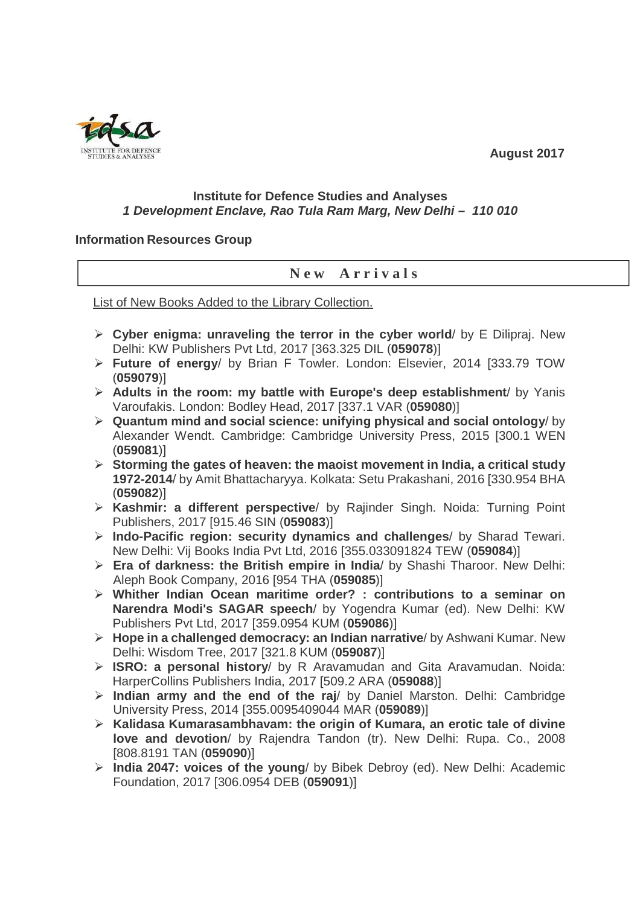August 2017

**Institute for Defence Studies and Analyses**
***1 Development Enclave, Rao Tula Ram Marg, New Delhi – 110 010***

**Information Resources Group**

## New Arrivals

List of New Books Added to the Library Collection.

- **Cyber enigma: unraveling the terror in the cyber world**/ by E Dilipraj. New Delhi: KW Publishers Pvt Ltd, 2017 [363.325 DIL (**059078**)]
- **Future of energy**/ by Brian F Towler. London: Elsevier, 2014 [333.79 TOW (**059079**)]
- **Adults in the room: my battle with Europe's deep establishment**/ by Yanis Varoufakis. London: Bodley Head, 2017 [337.1 VAR (**059080**)]
- **Quantum mind and social science: unifying physical and social ontology**/ by Alexander Wendt. Cambridge: Cambridge University Press, 2015 [300.1 WEN (**059081**)]
- **Storming the gates of heaven: the maoist movement in India, a critical study 1972-2014**/ by Amit Bhattacharyya. Kolkata: Setu Prakashani, 2016 [330.954 BHA (**059082**)]
- **Kashmir: a different perspective**/ by Rajinder Singh. Noida: Turning Point Publishers, 2017 [915.46 SIN (**059083**)]
- **Indo-Pacific region: security dynamics and challenges**/ by Sharad Tewari. New Delhi: Vij Books India Pvt Ltd, 2016 [355.033091824 TEW (**059084**)]
- **Era of darkness: the British empire in India**/ by Shashi Tharoor. New Delhi: Aleph Book Company, 2016 [954 THA (**059085**)]
- **Whither Indian Ocean maritime order? : contributions to a seminar on Narendra Modi's SAGAR speech**/ by Yogendra Kumar (ed). New Delhi: KW Publishers Pvt Ltd, 2017 [359.0954 KUM (**059086**)]
- **Hope in a challenged democracy: an Indian narrative**/ by Ashwani Kumar. New Delhi: Wisdom Tree, 2017 [321.8 KUM (**059087**)]
- **ISRO: a personal history**/ by R Aravamudan and Gita Aravamudan. Noida: HarperCollins Publishers India, 2017 [509.2 ARA (**059088**)]
- **Indian army and the end of the raj**/ by Daniel Marston. Delhi: Cambridge University Press, 2014 [355.0095409044 MAR (**059089**)]
- **Kalidasa Kumarasambhavam: the origin of Kumara, an erotic tale of divine love and devotion**/ by Rajendra Tandon (tr). New Delhi: Rupa. Co., 2008 [808.8191 TAN (**059090**)]
- **India 2047: voices of the young**/ by Bibek Debroy (ed). New Delhi: Academic Foundation, 2017 [306.0954 DEB (**059091**)]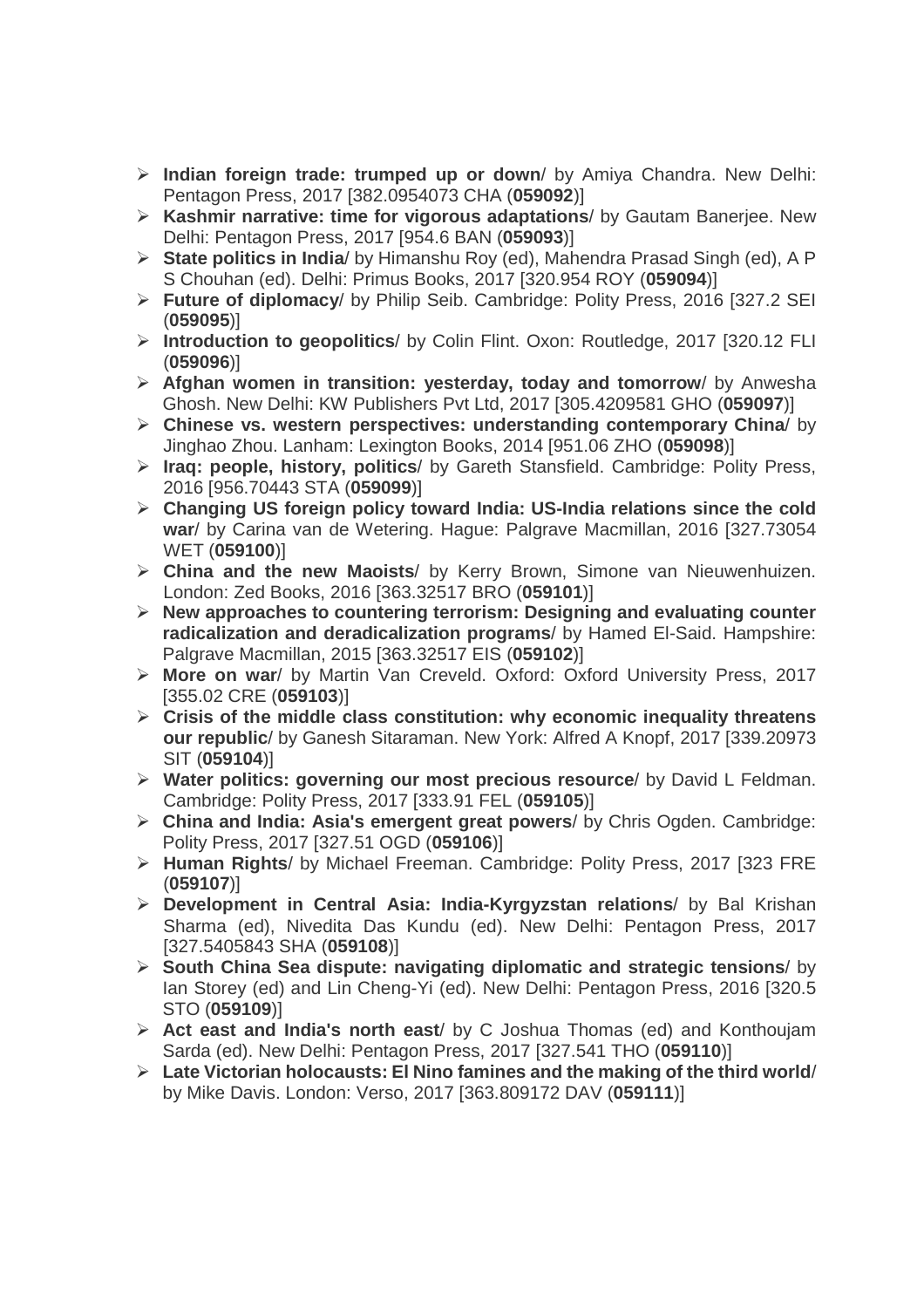- **Indian foreign trade: trumped up or down**/ by Amiya Chandra. New Delhi: Pentagon Press, 2017 [382.0954073 CHA (**059092**)]
- **Kashmir narrative: time for vigorous adaptations**/ by Gautam Banerjee. New Delhi: Pentagon Press, 2017 [954.6 BAN (**059093**)]
- **State politics in India**/ by Himanshu Roy (ed), Mahendra Prasad Singh (ed), A P S Chouhan (ed). Delhi: Primus Books, 2017 [320.954 ROY (**059094**)]
- **Future of diplomacy**/ by Philip Seib. Cambridge: Polity Press, 2016 [327.2 SEI (**059095**)]
- **Introduction to geopolitics**/ by Colin Flint. Oxon: Routledge, 2017 [320.12 FLI (**059096**)]
- **Afghan women in transition: yesterday, today and tomorrow**/ by Anwesha Ghosh. New Delhi: KW Publishers Pvt Ltd, 2017 [305.4209581 GHO (**059097**)]
- **Chinese vs. western perspectives: understanding contemporary China**/ by Jinghao Zhou. Lanham: Lexington Books, 2014 [951.06 ZHO (**059098**)]
- **Iraq: people, history, politics**/ by Gareth Stansfield. Cambridge: Polity Press, 2016 [956.70443 STA (**059099**)]
- **Changing US foreign policy toward India: US-India relations since the cold war**/ by Carina van de Wetering. Hague: Palgrave Macmillan, 2016 [327.73054 WET (**059100**)]
- **China and the new Maoists**/ by Kerry Brown, Simone van Nieuwenhuizen. London: Zed Books, 2016 [363.32517 BRO (**059101**)]
- **New approaches to countering terrorism: Designing and evaluating counter radicalization and deradicalization programs**/ by Hamed El-Said. Hampshire: Palgrave Macmillan, 2015 [363.32517 EIS (**059102**)]
- **More on war**/ by Martin Van Creveld. Oxford: Oxford University Press, 2017 [355.02 CRE (**059103**)]
- **Crisis of the middle class constitution: why economic inequality threatens our republic**/ by Ganesh Sitaraman. New York: Alfred A Knopf, 2017 [339.20973 SIT (**059104**)]
- **Water politics: governing our most precious resource**/ by David L Feldman. Cambridge: Polity Press, 2017 [333.91 FEL (**059105**)]
- **China and India: Asia's emergent great powers**/ by Chris Ogden. Cambridge: Polity Press, 2017 [327.51 OGD (**059106**)]
- **Human Rights**/ by Michael Freeman. Cambridge: Polity Press, 2017 [323 FRE (**059107**)]
- **Development in Central Asia: India-Kyrgyzstan relations**/ by Bal Krishan Sharma (ed), Nivedita Das Kundu (ed). New Delhi: Pentagon Press, 2017 [327.5405843 SHA (**059108**)]
- **South China Sea dispute: navigating diplomatic and strategic tensions**/ by Ian Storey (ed) and Lin Cheng-Yi (ed). New Delhi: Pentagon Press, 2016 [320.5 STO (**059109**)]
- **Act east and India's north east**/ by C Joshua Thomas (ed) and Konthoujam Sarda (ed). New Delhi: Pentagon Press, 2017 [327.541 THO (**059110**)]
- **Late Victorian holocausts: El Nino famines and the making of the third world**/ by Mike Davis. London: Verso, 2017 [363.809172 DAV (**059111**)]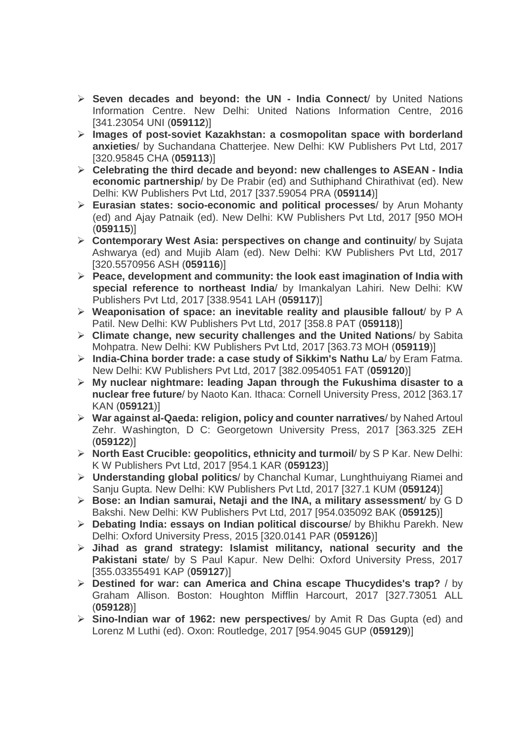- **Seven decades and beyond: the UN - India Connect**/ by United Nations Information Centre. New Delhi: United Nations Information Centre, 2016 [341.23054 UNI (**059112**)]
- **Images of post-soviet Kazakhstan: a cosmopolitan space with borderland anxieties**/ by Suchandana Chatterjee. New Delhi: KW Publishers Pvt Ltd, 2017 [320.95845 CHA (**059113**)]
- **Celebrating the third decade and beyond: new challenges to ASEAN - India economic partnership**/ by De Prabir (ed) and Suthiphand Chirathivat (ed). New Delhi: KW Publishers Pvt Ltd, 2017 [337.59054 PRA (**059114**)]
- **Eurasian states: socio-economic and political processes**/ by Arun Mohanty (ed) and Ajay Patnaik (ed). New Delhi: KW Publishers Pvt Ltd, 2017 [950 MOH (**059115**)]
- **Contemporary West Asia: perspectives on change and continuity**/ by Sujata Ashwarya (ed) and Mujib Alam (ed). New Delhi: KW Publishers Pvt Ltd, 2017 [320.5570956 ASH (**059116**)]
- **Peace, development and community: the look east imagination of India with special reference to northeast India**/ by Imankalyan Lahiri. New Delhi: KW Publishers Pvt Ltd, 2017 [338.9541 LAH (**059117**)]
- **Weaponisation of space: an inevitable reality and plausible fallout**/ by P A Patil. New Delhi: KW Publishers Pvt Ltd, 2017 [358.8 PAT (**059118**)]
- **Climate change, new security challenges and the United Nations**/ by Sabita Mohpatra. New Delhi: KW Publishers Pvt Ltd, 2017 [363.73 MOH (**059119**)]
- **India-China border trade: a case study of Sikkim's Nathu La**/ by Eram Fatma. New Delhi: KW Publishers Pvt Ltd, 2017 [382.0954051 FAT (**059120**)]
- **My nuclear nightmare: leading Japan through the Fukushima disaster to a nuclear free future**/ by Naoto Kan. Ithaca: Cornell University Press, 2012 [363.17 KAN (**059121**)]
- **War against al-Qaeda: religion, policy and counter narratives**/ by Nahed Artoul Zehr. Washington, D C: Georgetown University Press, 2017 [363.325 ZEH (**059122**)]
- **North East Crucible: geopolitics, ethnicity and turmoil**/ by S P Kar. New Delhi: K W Publishers Pvt Ltd, 2017 [954.1 KAR (**059123**)]
- **Understanding global politics**/ by Chanchal Kumar, Lunghthuiyang Riamei and Sanju Gupta. New Delhi: KW Publishers Pvt Ltd, 2017 [327.1 KUM (**059124**)]
- **Bose: an Indian samurai, Netaji and the INA, a military assessment**/ by G D Bakshi. New Delhi: KW Publishers Pvt Ltd, 2017 [954.035092 BAK (**059125**)]
- **Debating India: essays on Indian political discourse**/ by Bhikhu Parekh. New Delhi: Oxford University Press, 2015 [320.0141 PAR (**059126**)]
- **Jihad as grand strategy: Islamist militancy, national security and the Pakistani state**/ by S Paul Kapur. New Delhi: Oxford University Press, 2017 [355.03355491 KAP (**059127**)]
- **Destined for war: can America and China escape Thucydides's trap?** / by Graham Allison. Boston: Houghton Mifflin Harcourt, 2017 [327.73051 ALL (**059128**)]
- **Sino-Indian war of 1962: new perspectives**/ by Amit R Das Gupta (ed) and Lorenz M Luthi (ed). Oxon: Routledge, 2017 [954.9045 GUP (**059129**)]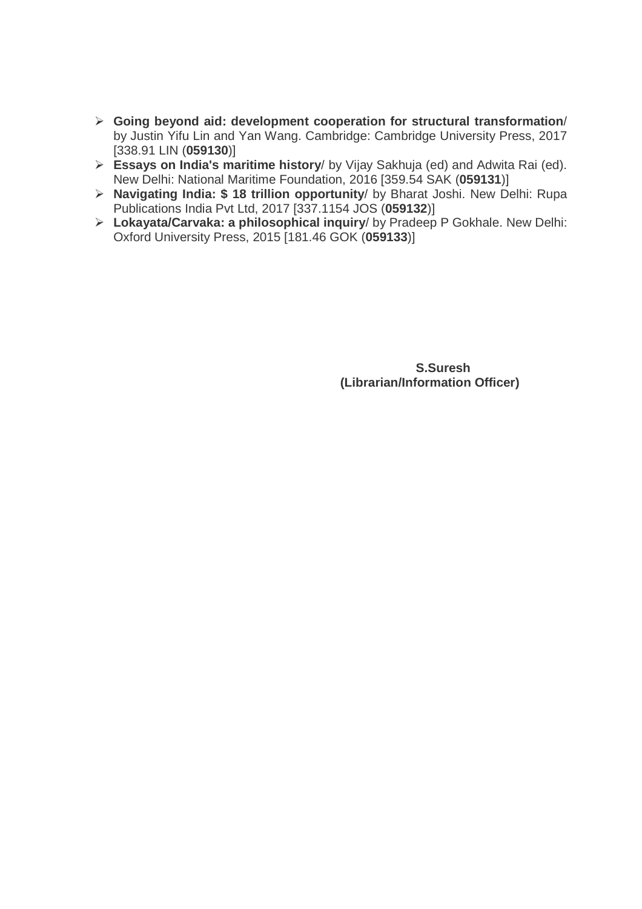- **Going beyond aid: development cooperation for structural transformation**/ by Justin Yifu Lin and Yan Wang. Cambridge: Cambridge University Press, 2017 [338.91 LIN (**059130**)]
- **Essays on India's maritime history**/ by Vijay Sakhuja (ed) and Adwita Rai (ed). New Delhi: National Maritime Foundation, 2016 [359.54 SAK (**059131**)]
- **Navigating India: $ 18 trillion opportunity**/ by Bharat Joshi. New Delhi: Rupa Publications India Pvt Ltd, 2017 [337.1154 JOS (**059132**)]
- **Lokayata/Carvaka: a philosophical inquiry**/ by Pradeep P Gokhale. New Delhi: Oxford University Press, 2015 [181.46 GOK (**059133**)]

**S.Suresh**
**(Librarian/Information Officer)**